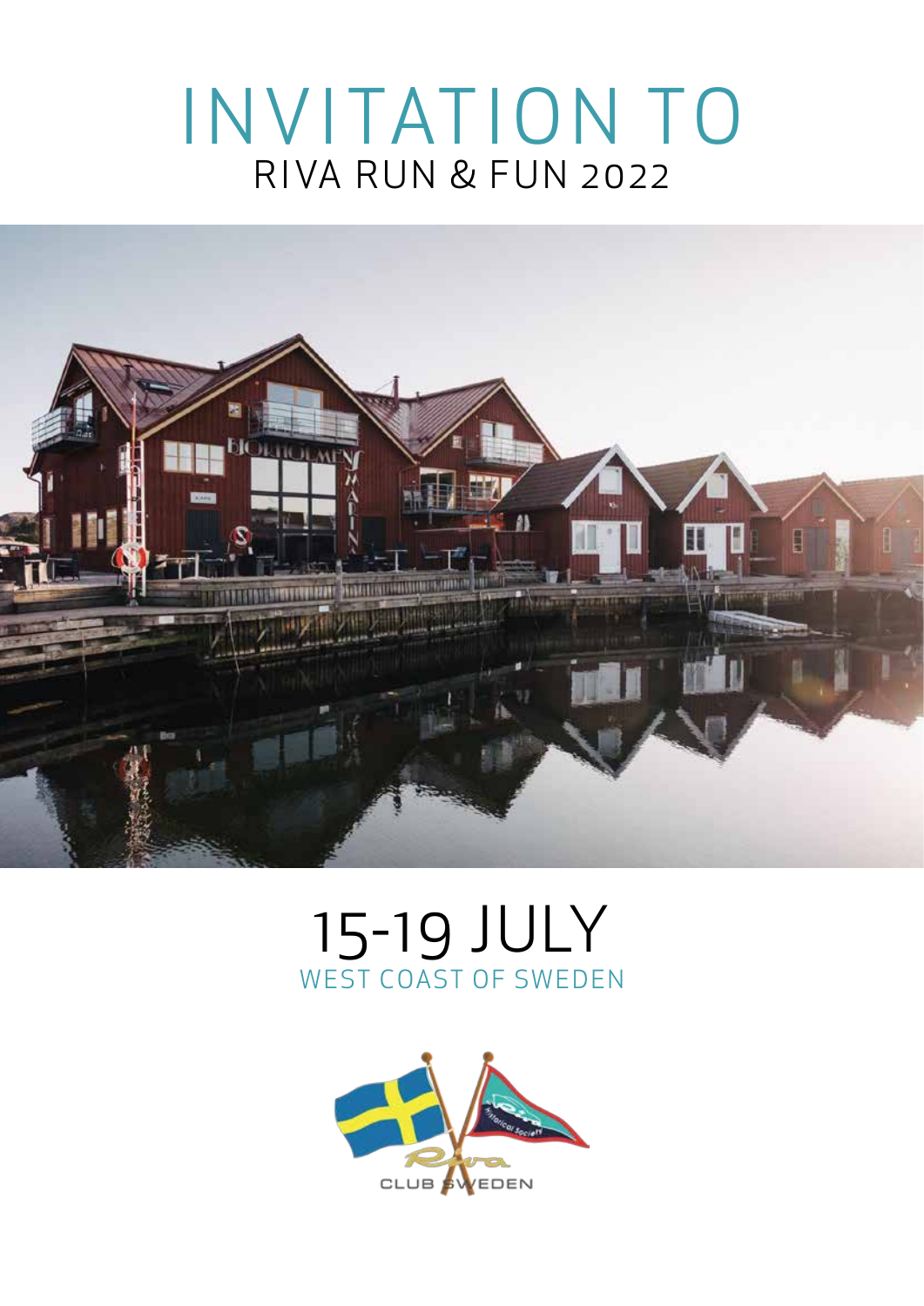# INVITATION TO
## RIVA RUN & FUN 2022

## 15-19 JULY
WEST COAST OF SWEDEN

CLUB SWEDEN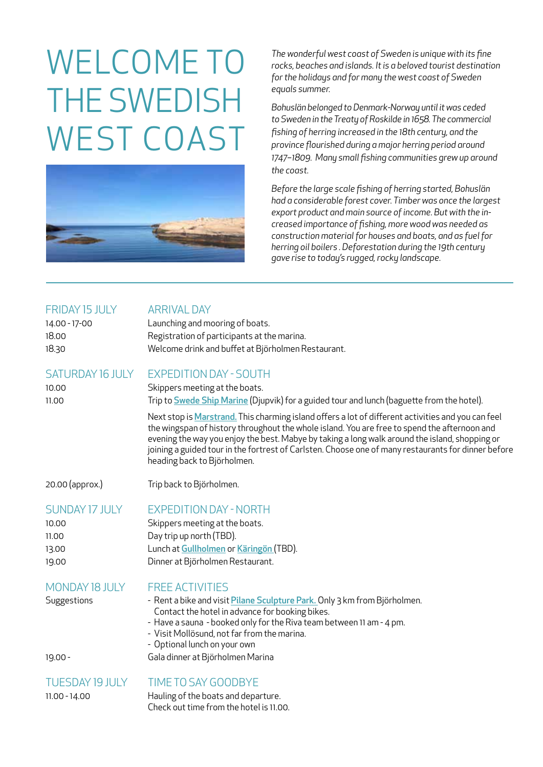# WELCOME TO THE SWEDISH WEST COAST

*The wonderful west coast of Sweden is unique with its fine rocks, beaches and islands. It is a beloved tourist destination for the holidays and for many the west coast of Sweden equals summer.*

*Bohuslän belonged to Denmark-Norway until it was ceded to Sweden in the Treaty of Roskilde in 1658. The commercial fishing of herring increased in the 18th century, and the province flourished during a major herring period around 1747–1809. Many small fishing communities grew up around the coast.*

*Before the large scale fishing of herring started, Bohuslän had a considerable forest cover. Timber was once the largest export product and main source of income. But with the increased importance of fishing, more wood was needed as construction material for houses and boats, and as fuel for herring oil boilers . Deforestation during the 19th century gave rise to today's rugged, rocky landscape.*

---

## FRIDAY 15 JULY — ARRIVAL DAY

| | |
|---|---|
| 14.00 - 17-00 | Launching and mooring of boats. |
| 18.00 | Registration of participants at the marina. |
| 18.30 | Welcome drink and buffet at Björholmen Restaurant. |

## SATURDAY 16 JULY — EXPEDITION DAY - SOUTH

| | |
|---|---|
| 10.00 | Skippers meeting at the boats. |
| 11.00 | Trip to **Swede Ship Marine** (Djupvik) for a guided tour and lunch (baguette from the hotel). |
| | Next stop is **Marstrand.** This charming island offers a lot of different activities and you can feel the wingspan of history throughout the whole island. You are free to spend the afternoon and evening the way you enjoy the best. Mabye by taking a long walk around the island, shopping or joining a guided tour in the fortrest of Carlsten. Choose one of many restaurants for dinner before heading back to Björholmen. |
| 20.00 (approx.) | Trip back to Björholmen. |

## SUNDAY 17 JULY — EXPEDITION DAY - NORTH

| | |
|---|---|
| 10.00 | Skippers meeting at the boats. |
| 11.00 | Day trip up north (TBD). |
| 13.00 | Lunch at **Gullholmen** or **Käringön** (TBD). |
| 19.00 | Dinner at Björholmen Restaurant. |

## MONDAY 18 JULY — FREE ACTIVITIES

Suggestions

- Rent a bike and visit **Pilane Sculpture Park.** Only 3 km from Björholmen. Contact the hotel in advance for booking bikes.
- Have a sauna - booked only for the Riva team between 11 am - 4 pm.
- Visit Mollösund, not far from the marina.
- Optional lunch on your own

19.00 - Gala dinner at Björholmen Marina

## TUESDAY 19 JULY — TIME TO SAY GOODBYE

11.00 - 14.00 Hauling of the boats and departure.
Check out time from the hotel is 11.00.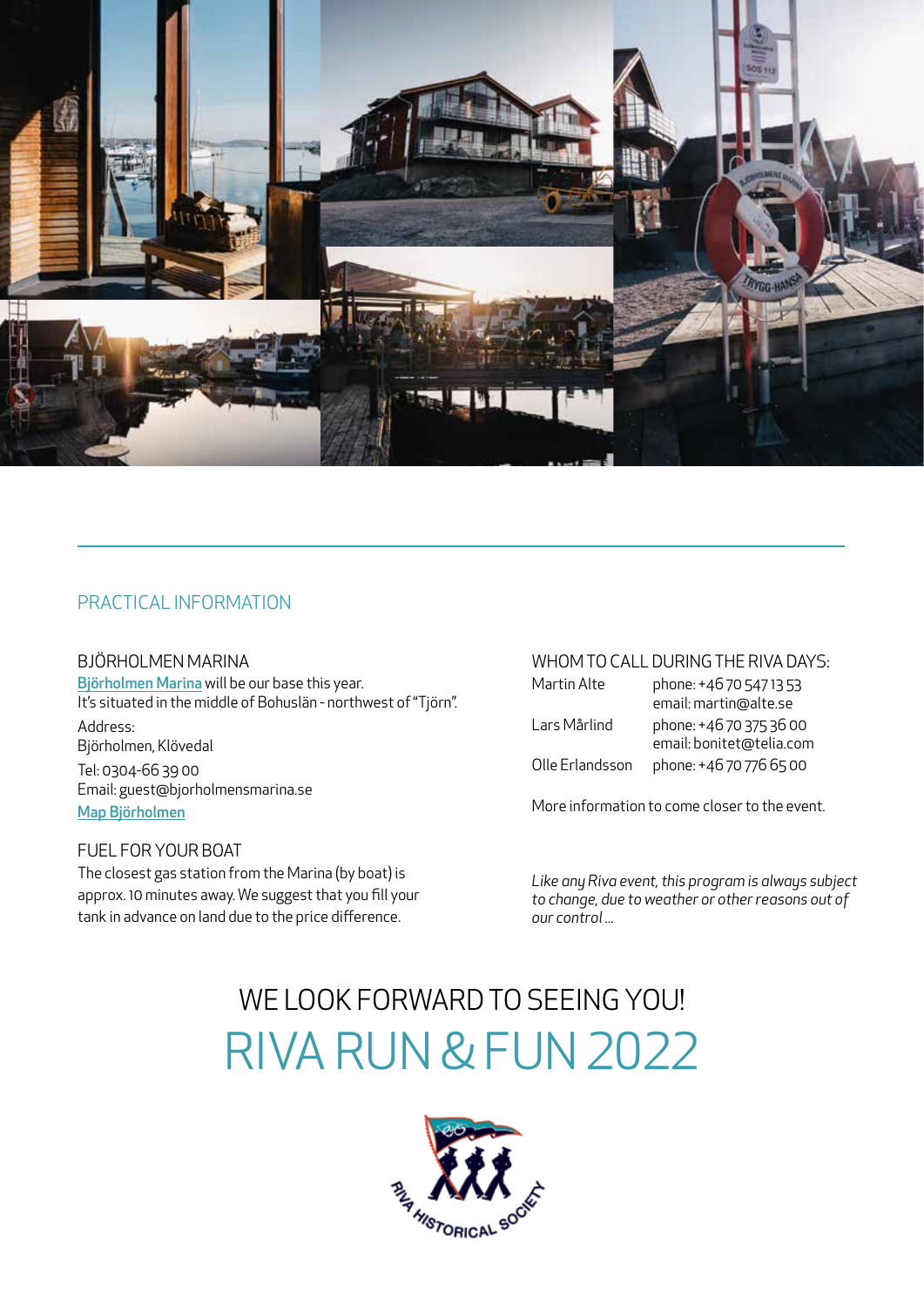## PRACTICAL INFORMATION

### BJÖRHOLMEN MARINA

Björholmen Marina will be our base this year.
It's situated in the middle of Bohuslän - northwest of "Tjörn".

Address:
Björholmen, Klövedal

Tel: 0304-66 39 00
Email: guest@bjorholmensmarina.se

Map Björholmen

### FUEL FOR YOUR BOAT

The closest gas station from the Marina (by boat) is approx. 10 minutes away. We suggest that you fill your tank in advance on land due to the price difference.

### WHOM TO CALL DURING THE RIVA DAYS:

| | |
|---|---|
| Martin Alte | phone: +46 70 547 13 53<br>email: martin@alte.se |
| Lars Mårlind | phone: +46 70 375 36 00<br>email: bonitet@telia.com |
| Olle Erlandsson | phone: +46 70 776 65 00 |

More information to come closer to the event.

*Like any Riva event, this program is always subject to change, due to weather or other reasons out of our control ...*

## WE LOOK FORWARD TO SEEING YOU!

# RIVA RUN & FUN 2022

RIVA HISTORICAL SOCIETY